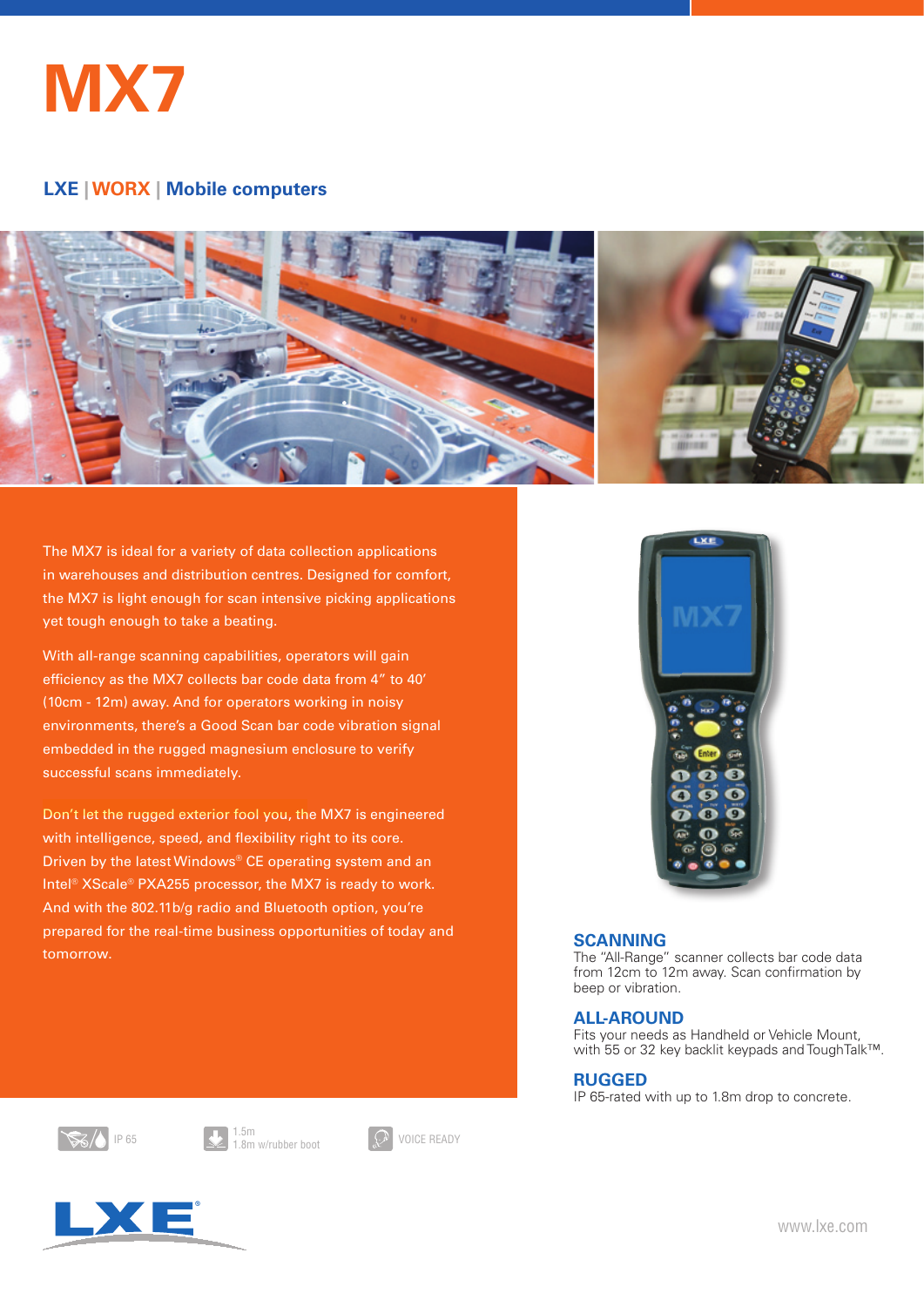# MX7

## LXE | WORX | Mobile computers

The MX7 is ideal for a variety of data collection applications in warehouses and distribution centres. Designed for comfort, the MX7 is light enough for scan intensive picking applications yet tough enough to take a beating.

With all-range scanning capabilities, operators will gain efficiency as the MX7 collects bar code data from 4" to 40' (10cm - 12m) away. And for operators working in noisy environments, there's a Good Scan bar code vibration signal embedded in the rugged magnesium enclosure to verify successful scans immediately.

Don't let the rugged exterior fool you, the MX7 is engineered with intelligence, speed, and flexibility right to its core. Driven by the latest Windows® CE operating system and an Intel® XScale® PXA255 processor, the MX7 is ready to work. And with the 802.11b/g radio and Bluetooth option, you're prepared for the real-time business opportunities of today and tomorrow.

### SCANNING

The "All-Range" scanner collects bar code data from 12cm to 12m away. Scan confirmation by beep or vibration.

### ALL-AROUND

Fits your needs as Handheld or Vehicle Mount, with 55 or 32 key backlit keypads and ToughTalk™.

### RUGGED

IP 65-rated with up to 1.8m drop to concrete.

IP 65

1.5m
1.8m w/rubber boot

VOICE READY

www.lxe.com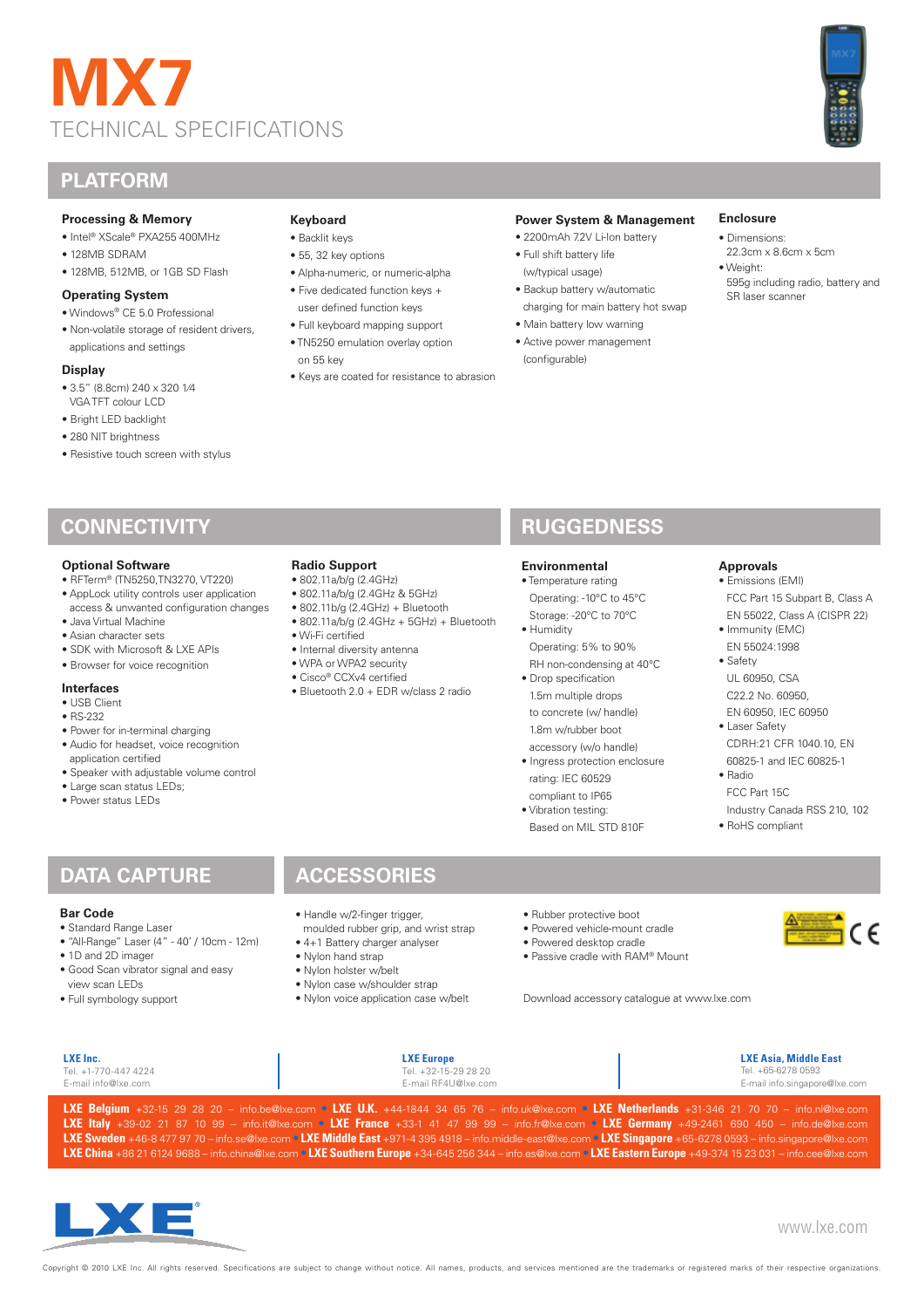# MX7

TECHNICAL SPECIFICATIONS

## PLATFORM

### Processing & Memory

- Intel® XScale® PXA255 400MHz
- 128MB SDRAM
- 128MB, 512MB, or 1GB SD Flash

### Operating System

- Windows® CE 5.0 Professional
- Non-volatile storage of resident drivers, applications and settings

### Display

- 3.5" (8.8cm) 240 x 320 1/4 VGA TFT colour LCD
- Bright LED backlight
- 280 NIT brightness
- Resistive touch screen with stylus

### Keyboard

- Backlit keys
- 55, 32 key options
- Alpha-numeric, or numeric-alpha
- Five dedicated function keys + user defined function keys
- Full keyboard mapping support
- TN5250 emulation overlay option on 55 key
- Keys are coated for resistance to abrasion

### Power System & Management

- 2200mAh 7.2V Li-Ion battery
- Full shift battery life (w/typical usage)
- Backup battery w/automatic charging for main battery hot swap
- Main battery low warning
- Active power management (configurable)

### Enclosure

- Dimensions: 22.3cm x 8.6cm x 5cm
- Weight: 595g including radio, battery and SR laser scanner

## CONNECTIVITY

### Optional Software

- RFTerm® (TN5250,TN3270, VT220)
- AppLock utility controls user application access & unwanted configuration changes
- Java Virtual Machine
- Asian character sets
- SDK with Microsoft & LXE APIs
- Browser for voice recognition

### Interfaces

- USB Client
- RS-232
- Power for in-terminal charging
- Audio for headset, voice recognition application certified
- Speaker with adjustable volume control
- Large scan status LEDs;
- Power status LEDs

### Radio Support

- 802.11a/b/g (2.4GHz)
- 802.11a/b/g (2.4GHz & 5GHz)
- 802.11b/g (2.4GHz) + Bluetooth
- 802.11a/b/g (2.4GHz + 5GHz) + Bluetooth
- Wi-Fi certified
- Internal diversity antenna
- WPA or WPA2 security
- Cisco® CCXv4 certified
- Bluetooth 2.0 + EDR w/class 2 radio

## RUGGEDNESS

### Environmental

- Temperature rating
  Operating: -10°C to 45°C
  Storage: -20°C to 70°C
- Humidity
  Operating: 5% to 90%
  RH non-condensing at 40°C
- Drop specification
  1.5m multiple drops to concrete (w/ handle)
  1.8m w/rubber boot accessory (w/o handle)
- Ingress protection enclosure rating: IEC 60529 compliant to IP65
- Vibration testing: Based on MIL STD 810F

### Approvals

- Emissions (EMI)
  FCC Part 15 Subpart B, Class A
  EN 55022, Class A (CISPR 22)
- Immunity (EMC)
  EN 55024:1998
- Safety
  UL 60950, CSA C22.2 No. 60950, EN 60950, IEC 60950
- Laser Safety
  CDRH:21 CFR 1040.10, EN 60825-1 and IEC 60825-1
- Radio
  FCC Part 15C
  Industry Canada RSS 210, 102
- RoHS compliant

## DATA CAPTURE

### Bar Code

- Standard Range Laser
- "All-Range" Laser (4" - 40' / 10cm - 12m)
- 1D and 2D imager
- Good Scan vibrator signal and easy view scan LEDs
- Full symbology support

## ACCESSORIES

- Handle w/2-finger trigger, moulded rubber grip, and wrist strap
- 4+1 Battery charger analyser
- Nylon hand strap
- Nylon holster w/belt
- Nylon case w/shoulder strap
- Nylon voice application case w/belt
- Rubber protective boot
- Powered vehicle-mount cradle
- Powered desktop cradle
- Passive cradle with RAM® Mount

Download accessory catalogue at www.lxe.com

**LXE Inc.**
Tel. +1-770-447 4224
E-mail info@lxe.com

**LXE Europe**
Tel. +32-15-29 28 20
E-mail RF4U@lxe.com

**LXE Asia, Middle East**
Tel. +65-6278 0593
E-mail info.singapore@lxe.com

**LXE Belgium** +32-15 29 28 20 – info.be@lxe.com • **LXE U.K.** +44-1844 34 65 76 – info.uk@lxe.com • **LXE Netherlands** +31-346 21 70 70 – info.nl@lxe.com
**LXE Italy** +39-02 21 87 10 99 – info.it@lxe.com • **LXE France** +33-1 41 47 99 99 – info.fr@lxe.com • **LXE Germany** +49-2461 690 450 – info.de@lxe.com
**LXE Sweden** +46-8 477 97 70 – info.se@lxe.com • **LXE Middle East** +971-4 395 4918 – info.middle-east@lxe.com • **LXE Singapore** +65-6278 0593 – info.singapore@lxe.com
**LXE China** +86 21 6124 9688 – info.china@lxe.com • **LXE Southern Europe** +34-645 256 344 – info.es@lxe.com • **LXE Eastern Europe** +49-374 15 23 031 – info.cee@lxe.com

www.lxe.com

Copyright © 2010 LXE Inc. All rights reserved. Specifications are subject to change without notice. All names, products, and services mentioned are the trademarks or registered marks of their respective organizations.